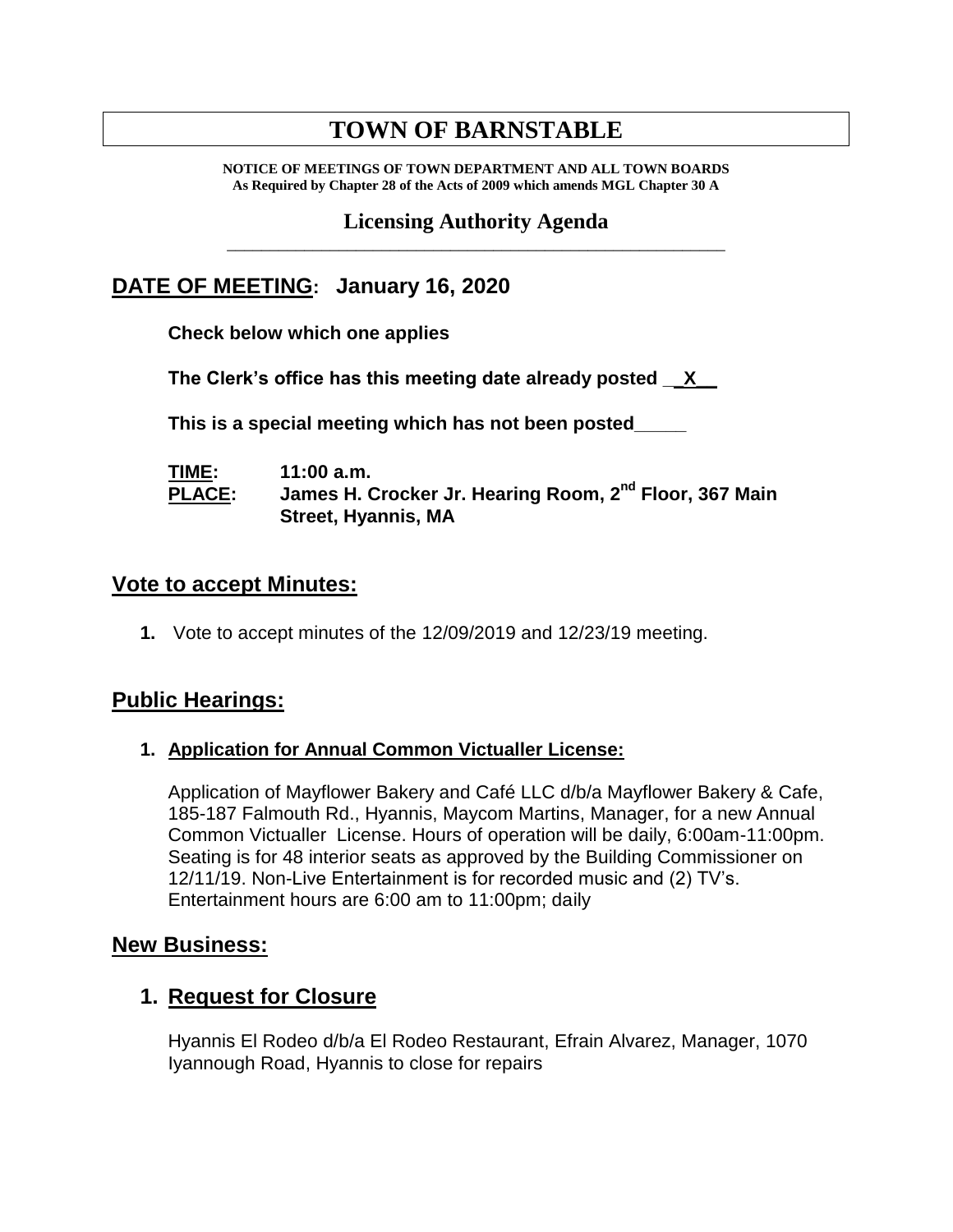# TOWN OF BARNSTABLE

**NOTICE OF MEETINGS OF TOWN DEPARTMENT AND ALL TOWN BOARDS**
**As Required by Chapter 28 of the Acts of 2009 which amends MGL Chapter 30 A**

## Licensing Authority Agenda

## DATE OF MEETING: January 16, 2020

**Check below which one applies**

**The Clerk's office has this meeting date already posted \_\_X\_\_**

**This is a special meeting which has not been posted\_\_\_\_\_**

**TIME:** 11:00 a.m.
**PLACE:** James H. Crocker Jr. Hearing Room, 2nd Floor, 367 Main Street, Hyannis, MA

## Vote to accept Minutes:

1. Vote to accept minutes of the 12/09/2019 and 12/23/19 meeting.

## Public Hearings:

1. **Application for Annual Common Victualler License:**

   Application of Mayflower Bakery and Café LLC d/b/a Mayflower Bakery & Cafe, 185-187 Falmouth Rd., Hyannis, Maycom Martins, Manager, for a new Annual Common Victualler License. Hours of operation will be daily, 6:00am-11:00pm. Seating is for 48 interior seats as approved by the Building Commissioner on 12/11/19. Non-Live Entertainment is for recorded music and (2) TV's. Entertainment hours are 6:00 am to 11:00pm; daily

## New Business:

### 1. Request for Closure

Hyannis El Rodeo d/b/a El Rodeo Restaurant, Efrain Alvarez, Manager, 1070 Iyannough Road, Hyannis to close for repairs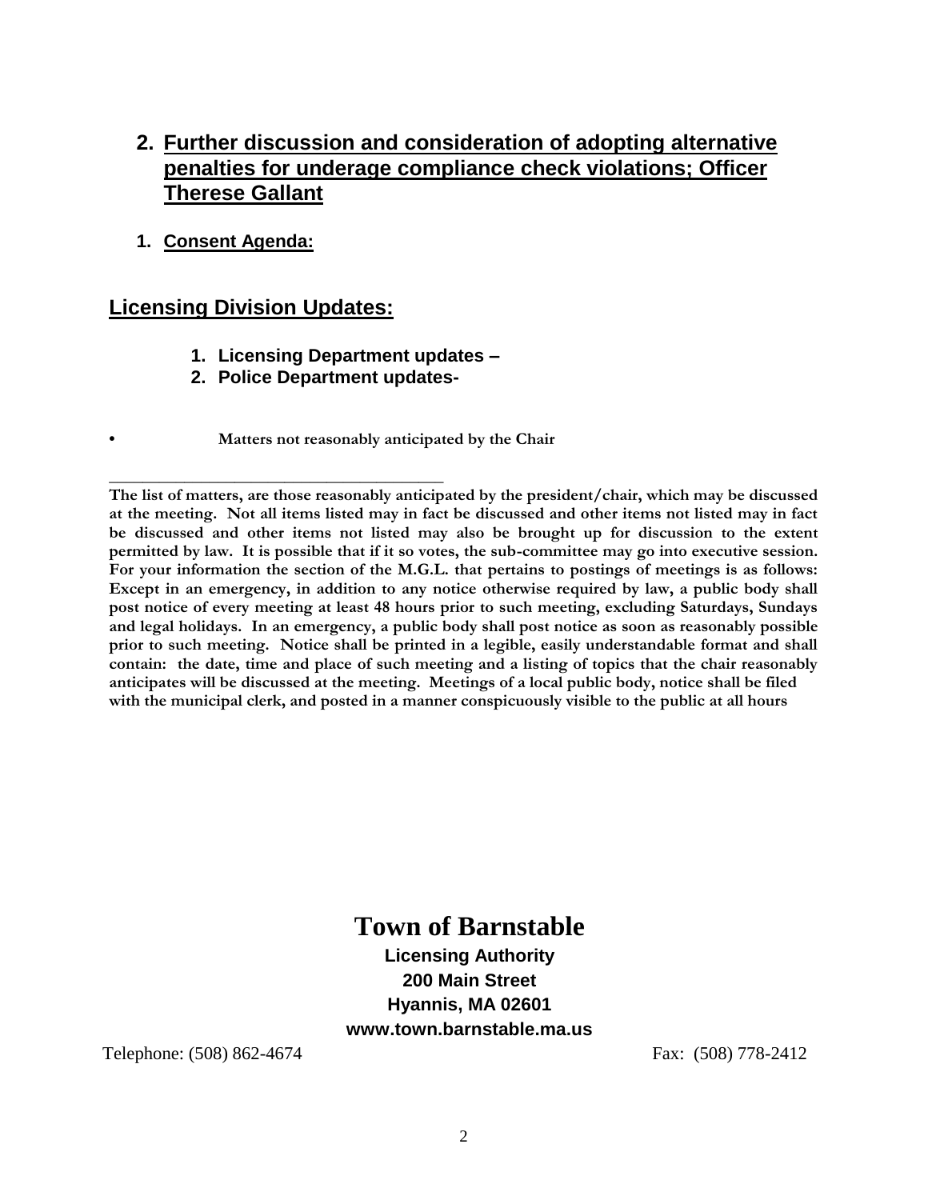2. **Further discussion and consideration of adopting alternative penalties for underage compliance check violations; Officer Therese Gallant**

1. **Consent Agenda:**

## Licensing Division Updates:

1. **Licensing Department updates –**
2. **Police Department updates-**

- **Matters not reasonably anticipated by the Chair**

---

**The list of matters, are those reasonably anticipated by the president/chair, which may be discussed at the meeting. Not all items listed may in fact be discussed and other items not listed may in fact be discussed and other items not listed may also be brought up for discussion to the extent permitted by law. It is possible that if it so votes, the sub-committee may go into executive session. For your information the section of the M.G.L. that pertains to postings of meetings is as follows: Except in an emergency, in addition to any notice otherwise required by law, a public body shall post notice of every meeting at least 48 hours prior to such meeting, excluding Saturdays, Sundays and legal holidays. In an emergency, a public body shall post notice as soon as reasonably possible prior to such meeting. Notice shall be printed in a legible, easily understandable format and shall contain: the date, time and place of such meeting and a listing of topics that the chair reasonably anticipates will be discussed at the meeting. Meetings of a local public body, notice shall be filed with the municipal clerk, and posted in a manner conspicuously visible to the public at all hours**

# Town of Barnstable

**Licensing Authority**
**200 Main Street**
**Hyannis, MA 02601**
**www.town.barnstable.ma.us**

Telephone: (508) 862-4674 Fax: (508) 778-2412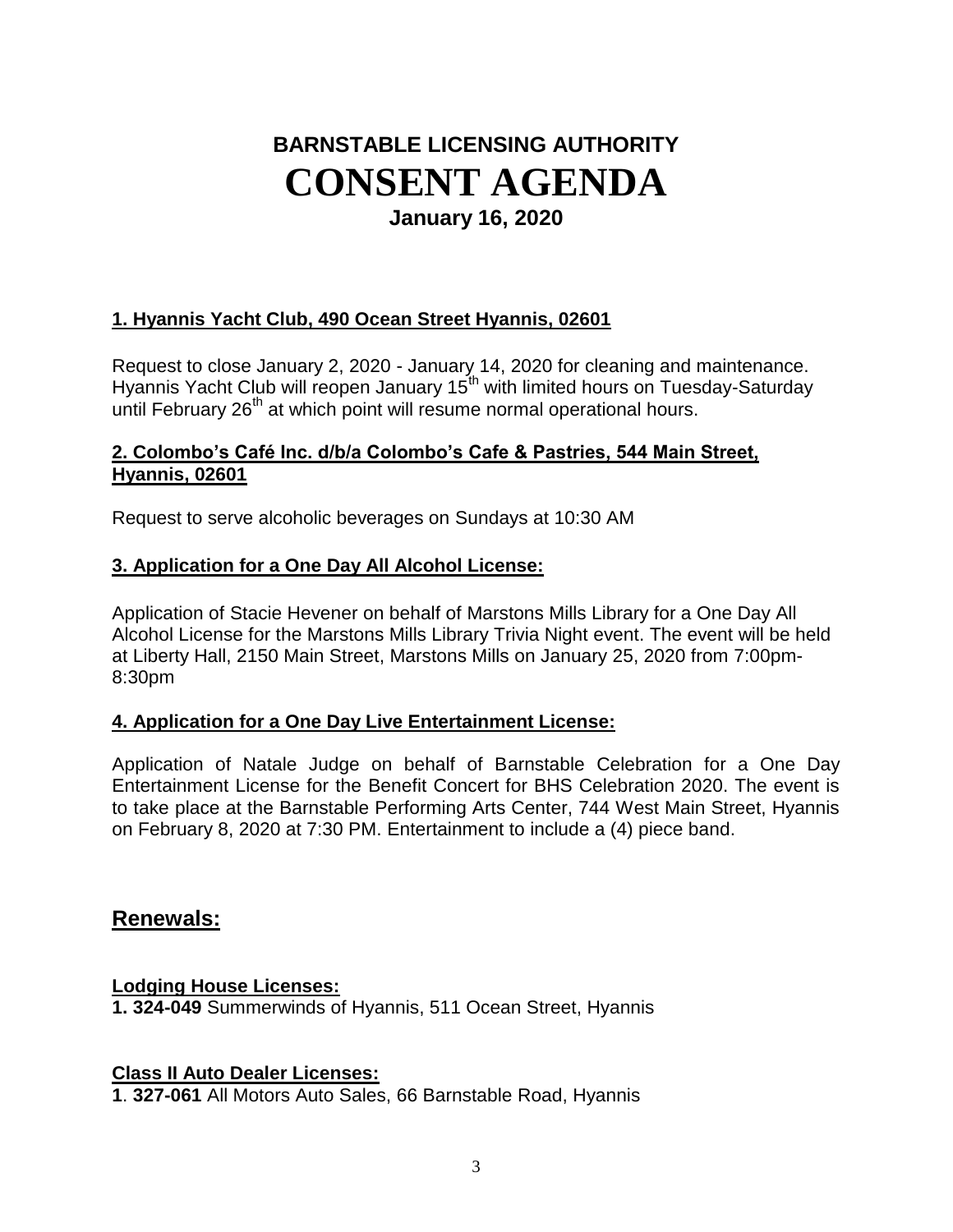# BARNSTABLE LICENSING AUTHORITY

# CONSENT AGENDA

### January 16, 2020

**1. Hyannis Yacht Club, 490 Ocean Street Hyannis, 02601**

Request to close January 2, 2020 - January 14, 2020 for cleaning and maintenance. Hyannis Yacht Club will reopen January 15th with limited hours on Tuesday-Saturday until February 26th at which point will resume normal operational hours.

**2. Colombo's Café Inc. d/b/a Colombo's Cafe & Pastries, 544 Main Street, Hyannis, 02601**

Request to serve alcoholic beverages on Sundays at 10:30 AM

**3. Application for a One Day All Alcohol License:**

Application of Stacie Hevener on behalf of Marstons Mills Library for a One Day All Alcohol License for the Marstons Mills Library Trivia Night event. The event will be held at Liberty Hall, 2150 Main Street, Marstons Mills on January 25, 2020 from 7:00pm-8:30pm

**4. Application for a One Day Live Entertainment License:**

Application of Natale Judge on behalf of Barnstable Celebration for a One Day Entertainment License for the Benefit Concert for BHS Celebration 2020. The event is to take place at the Barnstable Performing Arts Center, 744 West Main Street, Hyannis on February 8, 2020 at 7:30 PM. Entertainment to include a (4) piece band.

## Renewals:

**Lodging House Licenses:**

**1. 324-049** Summerwinds of Hyannis, 511 Ocean Street, Hyannis

**Class II Auto Dealer Licenses:**

**1**. **327-061** All Motors Auto Sales, 66 Barnstable Road, Hyannis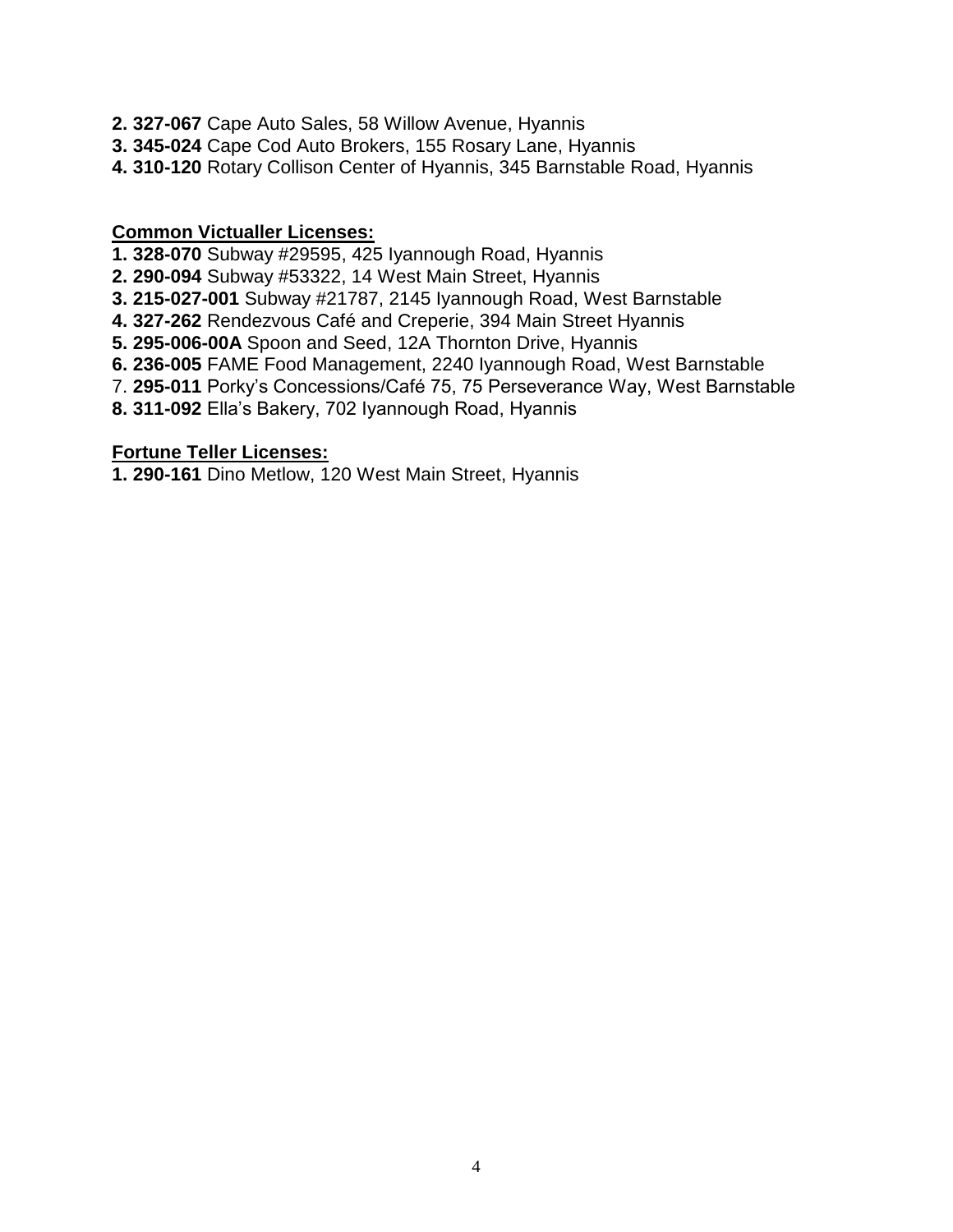**2. 327-067** Cape Auto Sales, 58 Willow Avenue, Hyannis
**3. 345-024** Cape Cod Auto Brokers, 155 Rosary Lane, Hyannis
**4. 310-120** Rotary Collison Center of Hyannis, 345 Barnstable Road, Hyannis

**Common Victualler Licenses:**

**1. 328-070** Subway #29595, 425 Iyannough Road, Hyannis
**2. 290-094** Subway #53322, 14 West Main Street, Hyannis
**3. 215-027-001** Subway #21787, 2145 Iyannough Road, West Barnstable
**4. 327-262** Rendezvous Café and Creperie, 394 Main Street Hyannis
**5. 295-006-00A** Spoon and Seed, 12A Thornton Drive, Hyannis
**6. 236-005** FAME Food Management, 2240 Iyannough Road, West Barnstable
7. **295-011** Porky's Concessions/Café 75, 75 Perseverance Way, West Barnstable
**8. 311-092** Ella's Bakery, 702 Iyannough Road, Hyannis

**Fortune Teller Licenses:**

**1. 290-161** Dino Metlow, 120 West Main Street, Hyannis